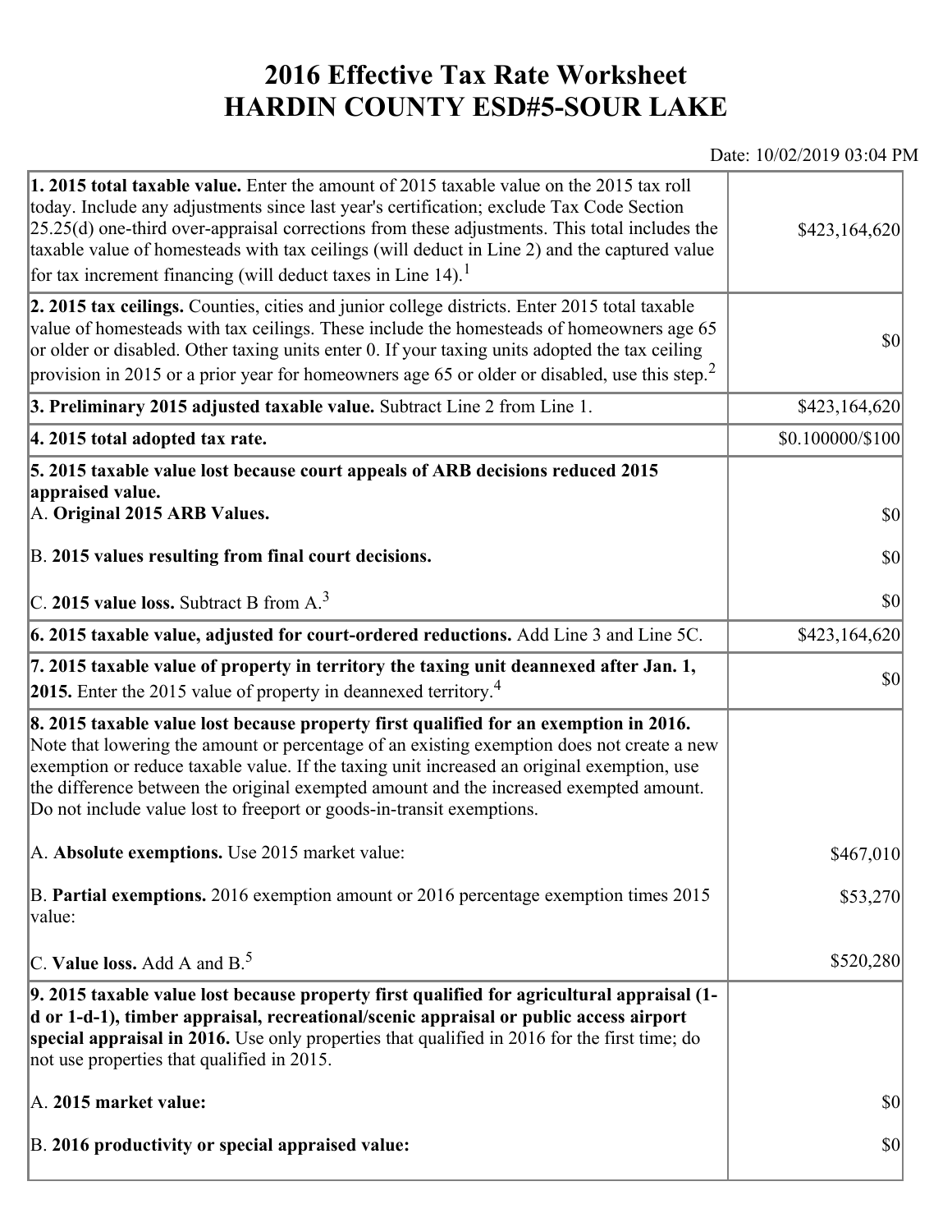# 2016 Effective Tax Rate Worksheet
# HARDIN COUNTY ESD#5-SOUR LAKE

Date: 10/02/2019 03:04 PM

| | |
|---|---|
| **1. 2015 total taxable value.** Enter the amount of 2015 taxable value on the 2015 tax roll today. Include any adjustments since last year's certification; exclude Tax Code Section 25.25(d) one-third over-appraisal corrections from these adjustments. This total includes the taxable value of homesteads with tax ceilings (will deduct in Line 2) and the captured value for tax increment financing (will deduct taxes in Line 14).[1] | $423,164,620 |
| **2. 2015 tax ceilings.** Counties, cities and junior college districts. Enter 2015 total taxable value of homesteads with tax ceilings. These include the homesteads of homeowners age 65 or older or disabled. Other taxing units enter 0. If your taxing units adopted the tax ceiling provision in 2015 or a prior year for homeowners age 65 or older or disabled, use this step.[2] | $0 |
| **3. Preliminary 2015 adjusted taxable value.** Subtract Line 2 from Line 1. | $423,164,620 |
| **4. 2015 total adopted tax rate.** | $0.100000/$100 |
| **5. 2015 taxable value lost because court appeals of ARB decisions reduced 2015 appraised value.** | |
| A. **Original 2015 ARB Values.** | $0 |
| B. **2015 values resulting from final court decisions.** | $0 |
| C. **2015 value loss.** Subtract B from A.[3] | $0 |
| **6. 2015 taxable value, adjusted for court-ordered reductions.** Add Line 3 and Line 5C. | $423,164,620 |
| **7. 2015 taxable value of property in territory the taxing unit deannexed after Jan. 1, 2015.** Enter the 2015 value of property in deannexed territory.[4] | $0 |
| **8. 2015 taxable value lost because property first qualified for an exemption in 2016.** Note that lowering the amount or percentage of an existing exemption does not create a new exemption or reduce taxable value. If the taxing unit increased an original exemption, use the difference between the original exempted amount and the increased exempted amount. Do not include value lost to freeport or goods-in-transit exemptions. | |
| A. **Absolute exemptions.** Use 2015 market value: | $467,010 |
| B. **Partial exemptions.** 2016 exemption amount or 2016 percentage exemption times 2015 value: | $53,270 |
| C. **Value loss.** Add A and B.[5] | $520,280 |
| **9. 2015 taxable value lost because property first qualified for agricultural appraisal (1-d or 1-d-1), timber appraisal, recreational/scenic appraisal or public access airport special appraisal in 2016.** Use only properties that qualified in 2016 for the first time; do not use properties that qualified in 2015. | |
| A. **2015 market value:** | $0 |
| B. **2016 productivity or special appraised value:** | $0 |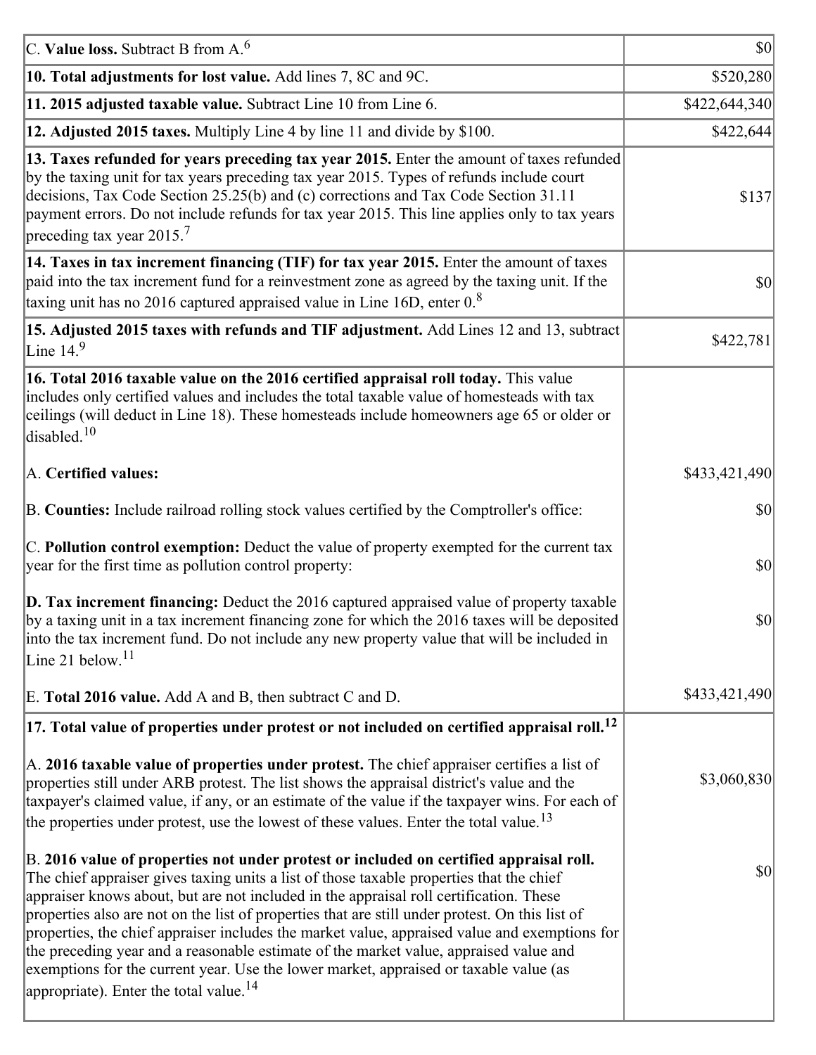| | |
|---|---|
| C. **Value loss.** Subtract B from A.[6] | $0 |
| **10. Total adjustments for lost value.** Add lines 7, 8C and 9C. | $520,280 |
| **11. 2015 adjusted taxable value.** Subtract Line 10 from Line 6. | $422,644,340 |
| **12. Adjusted 2015 taxes.** Multiply Line 4 by line 11 and divide by $100. | $422,644 |
| **13. Taxes refunded for years preceding tax year 2015.** Enter the amount of taxes refunded by the taxing unit for tax years preceding tax year 2015. Types of refunds include court decisions, Tax Code Section 25.25(b) and (c) corrections and Tax Code Section 31.11 payment errors. Do not include refunds for tax year 2015. This line applies only to tax years preceding tax year 2015.[7] | $137 |
| **14. Taxes in tax increment financing (TIF) for tax year 2015.** Enter the amount of taxes paid into the tax increment fund for a reinvestment zone as agreed by the taxing unit. If the taxing unit has no 2016 captured appraised value in Line 16D, enter 0.[8] | $0 |
| **15. Adjusted 2015 taxes with refunds and TIF adjustment.** Add Lines 12 and 13, subtract Line 14.[9] | $422,781 |
| **16. Total 2016 taxable value on the 2016 certified appraisal roll today.** This value includes only certified values and includes the total taxable value of homesteads with tax ceilings (will deduct in Line 18). These homesteads include homeowners age 65 or older or disabled.[10] | |
| A. **Certified values:** | $433,421,490 |
| B. **Counties:** Include railroad rolling stock values certified by the Comptroller's office: | $0 |
| C. **Pollution control exemption:** Deduct the value of property exempted for the current tax year for the first time as pollution control property: | $0 |
| **D. Tax increment financing:** Deduct the 2016 captured appraised value of property taxable by a taxing unit in a tax increment financing zone for which the 2016 taxes will be deposited into the tax increment fund. Do not include any new property value that will be included in Line 21 below.[11] | $0 |
| E. **Total 2016 value.** Add A and B, then subtract C and D. | $433,421,490 |
| **17. Total value of properties under protest or not included on certified appraisal roll.[12]** | |
| A. **2016 taxable value of properties under protest.** The chief appraiser certifies a list of properties still under ARB protest. The list shows the appraisal district's value and the taxpayer's claimed value, if any, or an estimate of the value if the taxpayer wins. For each of the properties under protest, use the lowest of these values. Enter the total value.[13] | $3,060,830 |
| B. **2016 value of properties not under protest or included on certified appraisal roll.** The chief appraiser gives taxing units a list of those taxable properties that the chief appraiser knows about, but are not included in the appraisal roll certification. These properties also are not on the list of properties that are still under protest. On this list of properties, the chief appraiser includes the market value, appraised value and exemptions for the preceding year and a reasonable estimate of the market value, appraised value and exemptions for the current year. Use the lower market, appraised or taxable value (as appropriate). Enter the total value.[14] | $0 |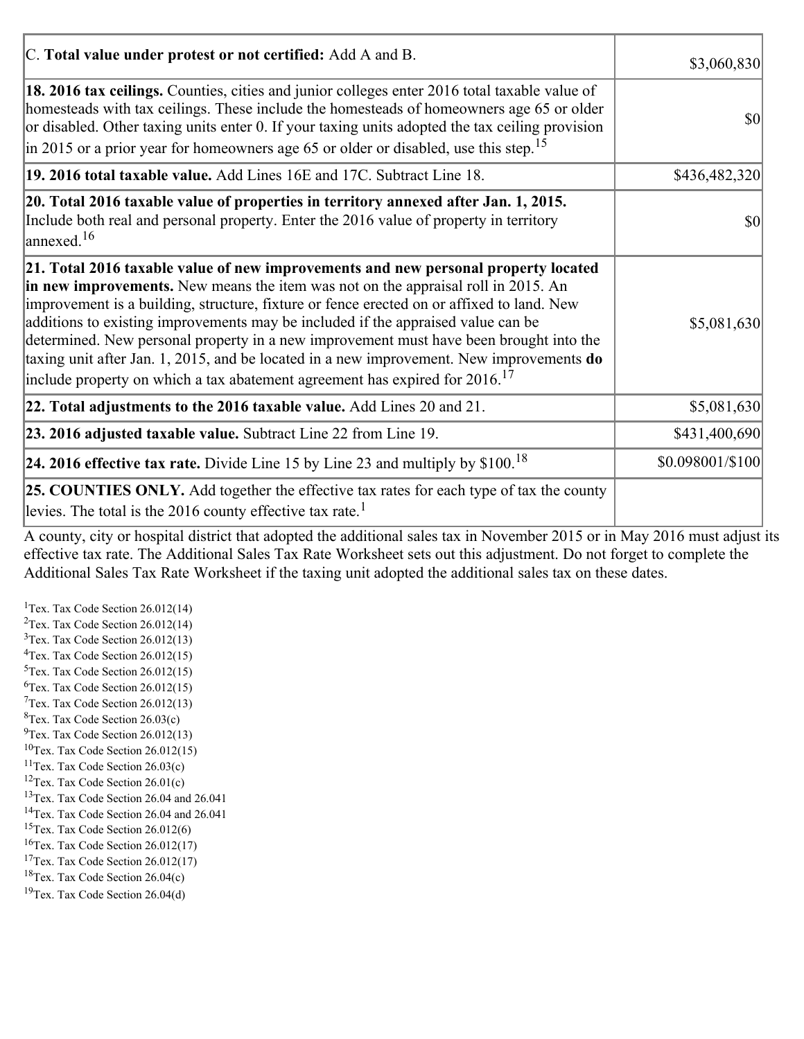| | |
|---|---|
| C. **Total value under protest or not certified:** Add A and B. | $3,060,830 |
| **18. 2016 tax ceilings.** Counties, cities and junior colleges enter 2016 total taxable value of homesteads with tax ceilings. These include the homesteads of homeowners age 65 or older or disabled. Other taxing units enter 0. If your taxing units adopted the tax ceiling provision in 2015 or a prior year for homeowners age 65 or older or disabled, use this step.[15] | $0 |
| **19. 2016 total taxable value.** Add Lines 16E and 17C. Subtract Line 18. | $436,482,320 |
| **20. Total 2016 taxable value of properties in territory annexed after Jan. 1, 2015.** Include both real and personal property. Enter the 2016 value of property in territory annexed.[16] | $0 |
| **21. Total 2016 taxable value of new improvements and new personal property located in new improvements.** New means the item was not on the appraisal roll in 2015. An improvement is a building, structure, fixture or fence erected on or affixed to land. New additions to existing improvements may be included if the appraised value can be determined. New personal property in a new improvement must have been brought into the taxing unit after Jan. 1, 2015, and be located in a new improvement. New improvements **do** include property on which a tax abatement agreement has expired for 2016.[17] | $5,081,630 |
| **22. Total adjustments to the 2016 taxable value.** Add Lines 20 and 21. | $5,081,630 |
| **23. 2016 adjusted taxable value.** Subtract Line 22 from Line 19. | $431,400,690 |
| **24. 2016 effective tax rate.** Divide Line 15 by Line 23 and multiply by $100.[18] | $0.098001/$100 |
| **25. COUNTIES ONLY.** Add together the effective tax rates for each type of tax the county levies. The total is the 2016 county effective tax rate.[1] | |

A county, city or hospital district that adopted the additional sales tax in November 2015 or in May 2016 must adjust its effective tax rate. The Additional Sales Tax Rate Worksheet sets out this adjustment. Do not forget to complete the Additional Sales Tax Rate Worksheet if the taxing unit adopted the additional sales tax on these dates.

[1] Tex. Tax Code Section 26.012(14)
[2] Tex. Tax Code Section 26.012(14)
[3] Tex. Tax Code Section 26.012(13)
[4] Tex. Tax Code Section 26.012(15)
[5] Tex. Tax Code Section 26.012(15)
[6] Tex. Tax Code Section 26.012(15)
[7] Tex. Tax Code Section 26.012(13)
[8] Tex. Tax Code Section 26.03(c)
[9] Tex. Tax Code Section 26.012(13)
[10] Tex. Tax Code Section 26.012(15)
[11] Tex. Tax Code Section 26.03(c)
[12] Tex. Tax Code Section 26.01(c)
[13] Tex. Tax Code Section 26.04 and 26.041
[14] Tex. Tax Code Section 26.04 and 26.041
[15] Tex. Tax Code Section 26.012(6)
[16] Tex. Tax Code Section 26.012(17)
[17] Tex. Tax Code Section 26.012(17)
[18] Tex. Tax Code Section 26.04(c)
[19] Tex. Tax Code Section 26.04(d)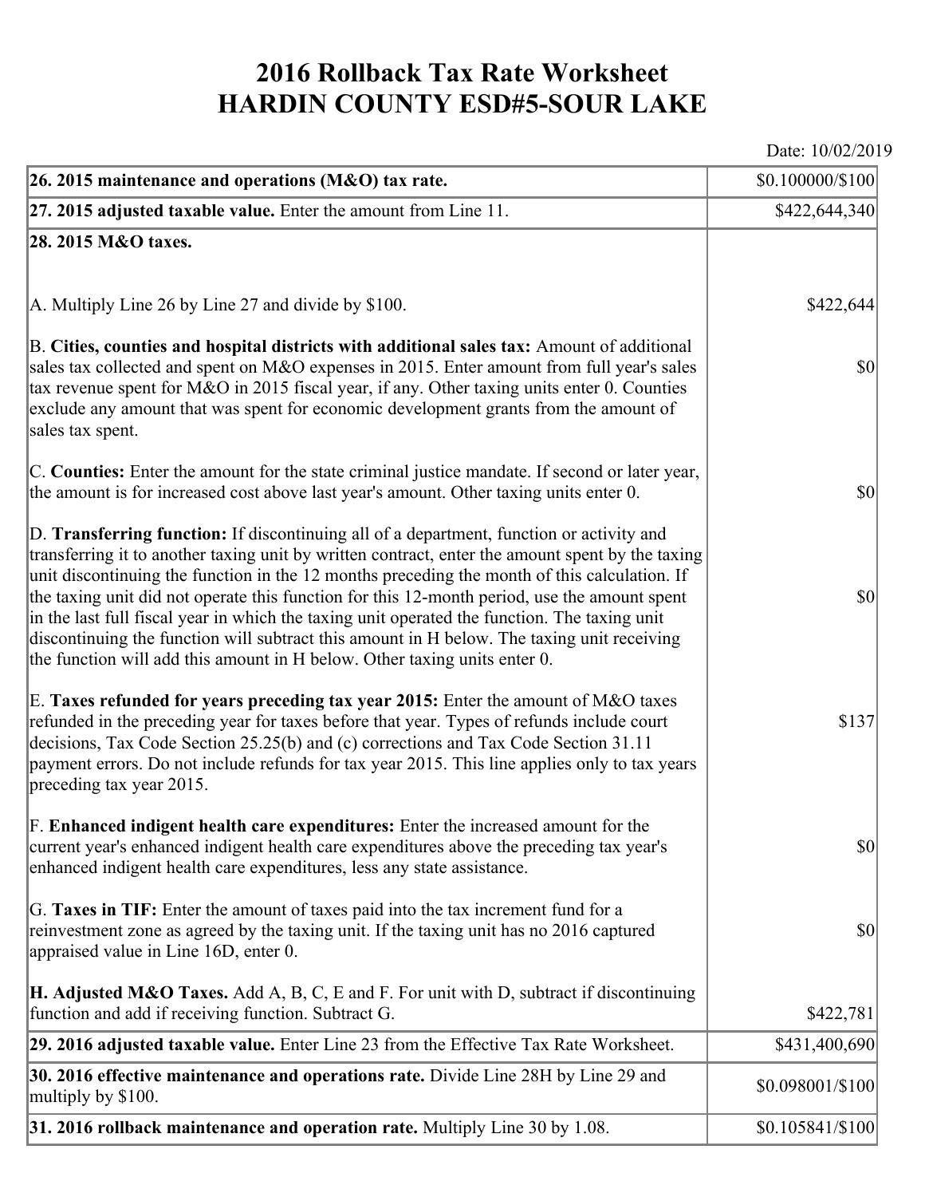# 2016 Rollback Tax Rate Worksheet
# HARDIN COUNTY ESD#5-SOUR LAKE

Date: 10/02/2019

| | |
|---|---|
| **26. 2015 maintenance and operations (M&O) tax rate.** | $0.100000/$100 |
| **27. 2015 adjusted taxable value.** Enter the amount from Line 11. | $422,644,340 |
| **28. 2015 M&O taxes.** | |
| A. Multiply Line 26 by Line 27 and divide by $100. | $422,644 |
| B. **Cities, counties and hospital districts with additional sales tax:** Amount of additional sales tax collected and spent on M&O expenses in 2015. Enter amount from full year's sales tax revenue spent for M&O in 2015 fiscal year, if any. Other taxing units enter 0. Counties exclude any amount that was spent for economic development grants from the amount of sales tax spent. | $0 |
| C. **Counties:** Enter the amount for the state criminal justice mandate. If second or later year, the amount is for increased cost above last year's amount. Other taxing units enter 0. | $0 |
| D. **Transferring function:** If discontinuing all of a department, function or activity and transferring it to another taxing unit by written contract, enter the amount spent by the taxing unit discontinuing the function in the 12 months preceding the month of this calculation. If the taxing unit did not operate this function for this 12-month period, use the amount spent in the last full fiscal year in which the taxing unit operated the function. The taxing unit discontinuing the function will subtract this amount in H below. The taxing unit receiving the function will add this amount in H below. Other taxing units enter 0. | $0 |
| E. **Taxes refunded for years preceding tax year 2015:** Enter the amount of M&O taxes refunded in the preceding year for taxes before that year. Types of refunds include court decisions, Tax Code Section 25.25(b) and (c) corrections and Tax Code Section 31.11 payment errors. Do not include refunds for tax year 2015. This line applies only to tax years preceding tax year 2015. | $137 |
| F. **Enhanced indigent health care expenditures:** Enter the increased amount for the current year's enhanced indigent health care expenditures above the preceding tax year's enhanced indigent health care expenditures, less any state assistance. | $0 |
| G. **Taxes in TIF:** Enter the amount of taxes paid into the tax increment fund for a reinvestment zone as agreed by the taxing unit. If the taxing unit has no 2016 captured appraised value in Line 16D, enter 0. | $0 |
| **H. Adjusted M&O Taxes.** Add A, B, C, E and F. For unit with D, subtract if discontinuing function and add if receiving function. Subtract G. | $422,781 |
| **29. 2016 adjusted taxable value.** Enter Line 23 from the Effective Tax Rate Worksheet. | $431,400,690 |
| **30. 2016 effective maintenance and operations rate.** Divide Line 28H by Line 29 and multiply by $100. | $0.098001/$100 |
| **31. 2016 rollback maintenance and operation rate.** Multiply Line 30 by 1.08. | $0.105841/$100 |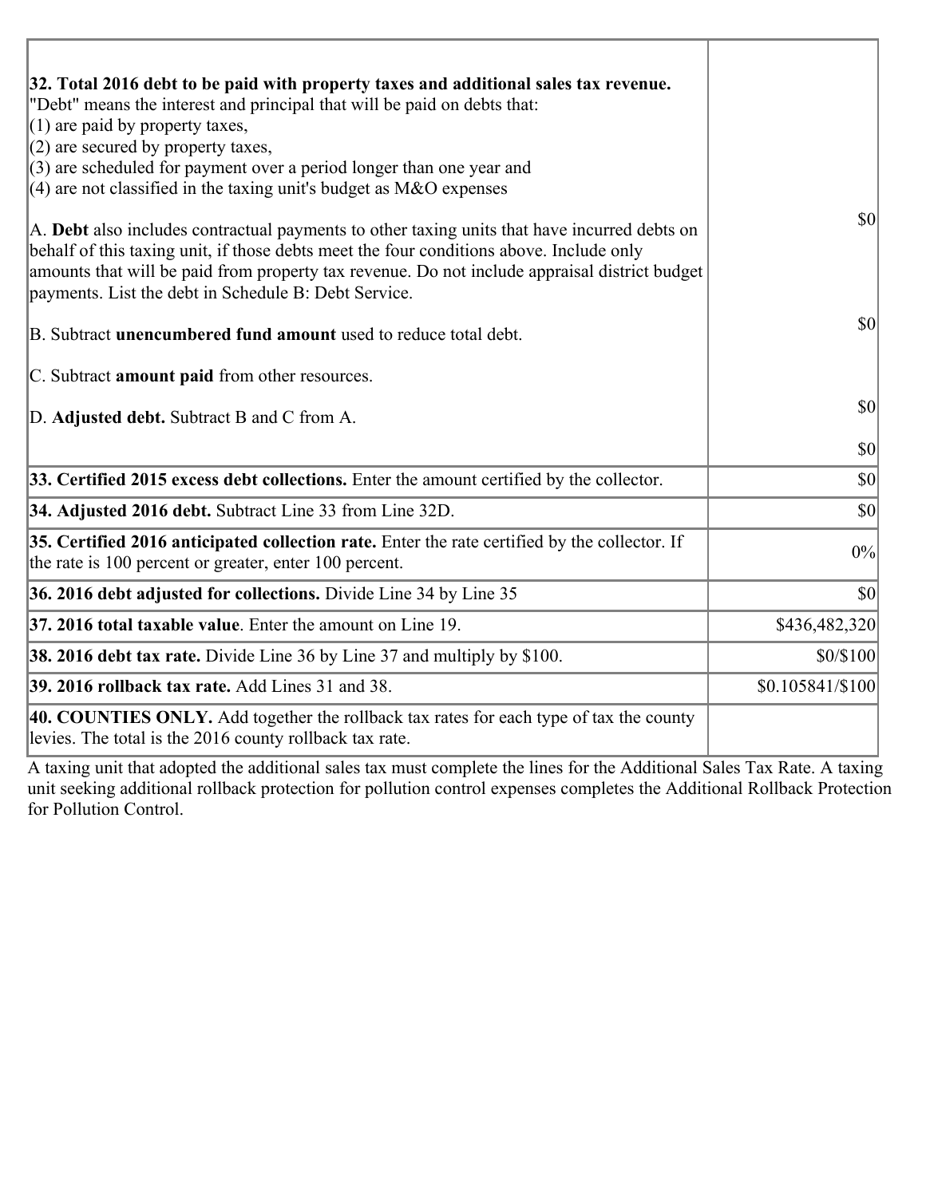| | |
|---|---|
| **32. Total 2016 debt to be paid with property taxes and additional sales tax revenue.**<br>"Debt" means the interest and principal that will be paid on debts that:<br>(1) are paid by property taxes,<br>(2) are secured by property taxes,<br>(3) are scheduled for payment over a period longer than one year and<br>(4) are not classified in the taxing unit's budget as M&O expenses<br><br>A. **Debt** also includes contractual payments to other taxing units that have incurred debts on behalf of this taxing unit, if those debts meet the four conditions above. Include only amounts that will be paid from property tax revenue. Do not include appraisal district budget payments. List the debt in Schedule B: Debt Service.<br><br>B. Subtract **unencumbered fund amount** used to reduce total debt.<br><br>C. Subtract **amount paid** from other resources.<br><br>D. **Adjusted debt.** Subtract B and C from A. | $0<br><br>$0<br><br>$0<br><br>$0 |
| **33. Certified 2015 excess debt collections.** Enter the amount certified by the collector. | $0 |
| **34. Adjusted 2016 debt.** Subtract Line 33 from Line 32D. | $0 |
| **35. Certified 2016 anticipated collection rate.** Enter the rate certified by the collector. If the rate is 100 percent or greater, enter 100 percent. | 0% |
| **36. 2016 debt adjusted for collections.** Divide Line 34 by Line 35 | $0 |
| **37. 2016 total taxable value**. Enter the amount on Line 19. | $436,482,320 |
| **38. 2016 debt tax rate.** Divide Line 36 by Line 37 and multiply by $100. | $0/$100 |
| **39. 2016 rollback tax rate.** Add Lines 31 and 38. | $0.105841/$100 |
| **40. COUNTIES ONLY.** Add together the rollback tax rates for each type of tax the county levies. The total is the 2016 county rollback tax rate. | |

A taxing unit that adopted the additional sales tax must complete the lines for the Additional Sales Tax Rate. A taxing unit seeking additional rollback protection for pollution control expenses completes the Additional Rollback Protection for Pollution Control.